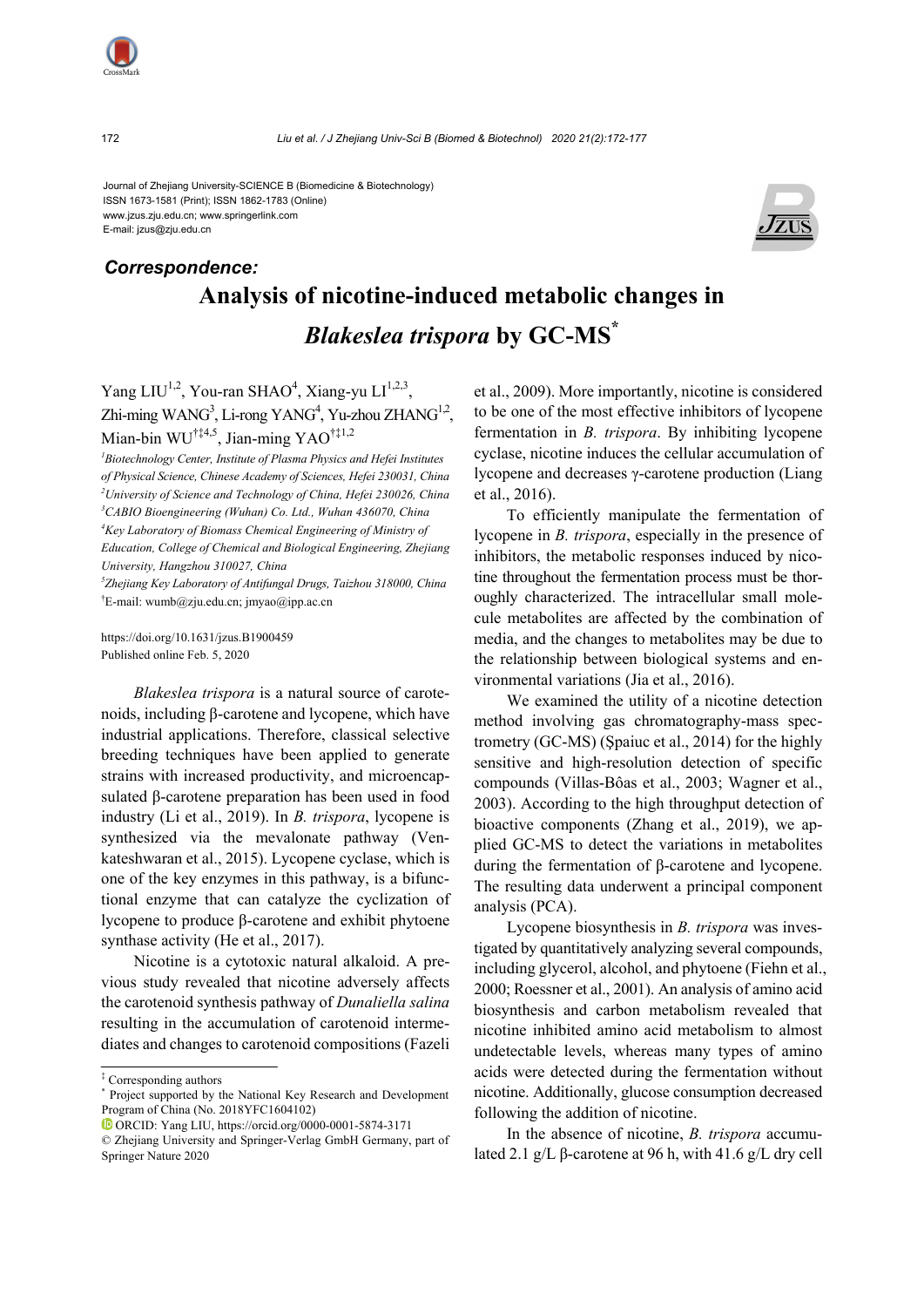Journal of Zhejiang University-SCIENCE B (Biomedicine & Biotechnology)
ISSN 1673-1581 (Print); ISSN 1862-1783 (Online)
www.jzus.zju.edu.cn; www.springerlink.com
E-mail: jzus@zju.edu.cn

***Correspondence:***

# Analysis of nicotine-induced metabolic changes in *Blakeslea trispora* by GC-MS[*]

Yang LIU[1,2], You-ran SHAO[4], Xiang-yu LI[1,2,3], Zhi-ming WANG[3], Li-rong YANG[4], Yu-zhou ZHANG[1,2], Mian-bin WU[†‡4,5], Jian-ming YAO[†‡1,2]

[1]*Biotechnology Center, Institute of Plasma Physics and Hefei Institutes of Physical Science, Chinese Academy of Sciences, Hefei 230031, China*
[2]*University of Science and Technology of China, Hefei 230026, China*
[3]*CABIO Bioengineering (Wuhan) Co. Ltd., Wuhan 436070, China*
[4]*Key Laboratory of Biomass Chemical Engineering of Ministry of Education, College of Chemical and Biological Engineering, Zhejiang University, Hangzhou 310027, China*
[5]*Zhejiang Key Laboratory of Antifungal Drugs, Taizhou 318000, China*
[†]E-mail: wumb@zju.edu.cn; jmyao@ipp.ac.cn

https://doi.org/10.1631/jzus.B1900459
Published online Feb. 5, 2020

*Blakeslea trispora* is a natural source of carotenoids, including β-carotene and lycopene, which have industrial applications. Therefore, classical selective breeding techniques have been applied to generate strains with increased productivity, and microencapsulated β-carotene preparation has been used in food industry (Li et al., 2019). In *B. trispora*, lycopene is synthesized via the mevalonate pathway (Venkateshwaran et al., 2015). Lycopene cyclase, which is one of the key enzymes in this pathway, is a bifunctional enzyme that can catalyze the cyclization of lycopene to produce β-carotene and exhibit phytoene synthase activity (He et al., 2017).

Nicotine is a cytotoxic natural alkaloid. A previous study revealed that nicotine adversely affects the carotenoid synthesis pathway of *Dunaliella salina* resulting in the accumulation of carotenoid intermediates and changes to carotenoid compositions (Fazeli et al., 2009). More importantly, nicotine is considered to be one of the most effective inhibitors of lycopene fermentation in *B. trispora*. By inhibiting lycopene cyclase, nicotine induces the cellular accumulation of lycopene and decreases γ-carotene production (Liang et al., 2016).

To efficiently manipulate the fermentation of lycopene in *B. trispora*, especially in the presence of inhibitors, the metabolic responses induced by nicotine throughout the fermentation process must be thoroughly characterized. The intracellular small molecule metabolites are affected by the combination of media, and the changes to metabolites may be due to the relationship between biological systems and environmental variations (Jia et al., 2016).

We examined the utility of a nicotine detection method involving gas chromatography-mass spectrometry (GC-MS) (Şpaiuc et al., 2014) for the highly sensitive and high-resolution detection of specific compounds (Villas-Bôas et al., 2003; Wagner et al., 2003). According to the high throughput detection of bioactive components (Zhang et al., 2019), we applied GC-MS to detect the variations in metabolites during the fermentation of β-carotene and lycopene. The resulting data underwent a principal component analysis (PCA).

Lycopene biosynthesis in *B. trispora* was investigated by quantitatively analyzing several compounds, including glycerol, alcohol, and phytoene (Fiehn et al., 2000; Roessner et al., 2001). An analysis of amino acid biosynthesis and carbon metabolism revealed that nicotine inhibited amino acid metabolism to almost undetectable levels, whereas many types of amino acids were detected during the fermentation without nicotine. Additionally, glucose consumption decreased following the addition of nicotine.

In the absence of nicotine, *B. trispora* accumulated 2.1 g/L β-carotene at 96 h, with 41.6 g/L dry cell

---

[‡] Corresponding authors
[*] Project supported by the National Key Research and Development Program of China (No. 2018YFC1604102)
ORCID: Yang LIU, https://orcid.org/0000-0001-5874-3171
© Zhejiang University and Springer-Verlag GmbH Germany, part of Springer Nature 2020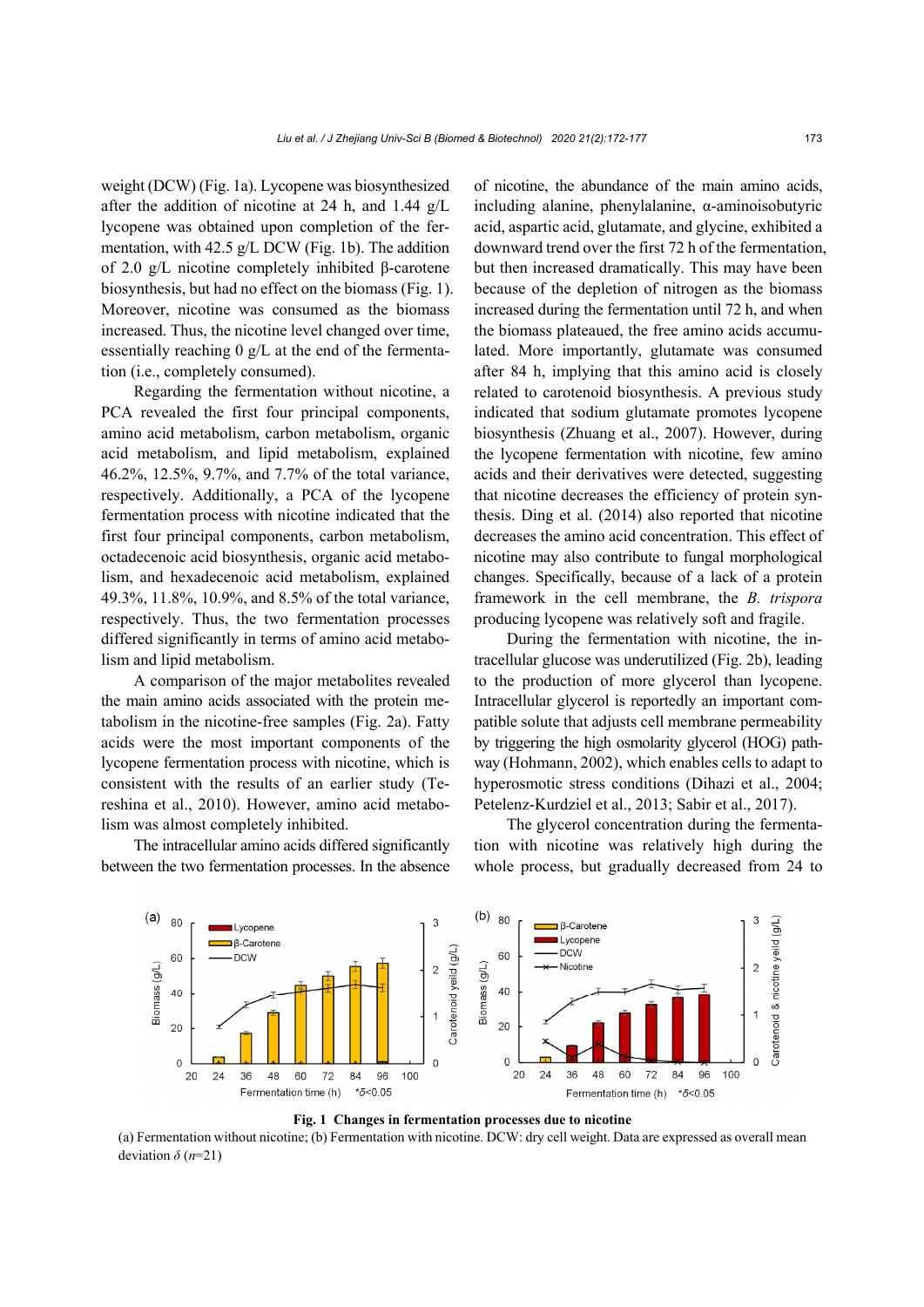weight (DCW) (Fig. 1a). Lycopene was biosynthesized after the addition of nicotine at 24 h, and 1.44 g/L lycopene was obtained upon completion of the fermentation, with 42.5 g/L DCW (Fig. 1b). The addition of 2.0 g/L nicotine completely inhibited β-carotene biosynthesis, but had no effect on the biomass (Fig. 1). Moreover, nicotine was consumed as the biomass increased. Thus, the nicotine level changed over time, essentially reaching 0 g/L at the end of the fermentation (i.e., completely consumed).

Regarding the fermentation without nicotine, a PCA revealed the first four principal components, amino acid metabolism, carbon metabolism, organic acid metabolism, and lipid metabolism, explained 46.2%, 12.5%, 9.7%, and 7.7% of the total variance, respectively. Additionally, a PCA of the lycopene fermentation process with nicotine indicated that the first four principal components, carbon metabolism, octadecenoic acid biosynthesis, organic acid metabolism, and hexadecenoic acid metabolism, explained 49.3%, 11.8%, 10.9%, and 8.5% of the total variance, respectively. Thus, the two fermentation processes differed significantly in terms of amino acid metabolism and lipid metabolism.

A comparison of the major metabolites revealed the main amino acids associated with the protein metabolism in the nicotine-free samples (Fig. 2a). Fatty acids were the most important components of the lycopene fermentation process with nicotine, which is consistent with the results of an earlier study (Tereshina et al., 2010). However, amino acid metabolism was almost completely inhibited.

The intracellular amino acids differed significantly between the two fermentation processes. In the absence of nicotine, the abundance of the main amino acids, including alanine, phenylalanine, α-aminoisobutyric acid, aspartic acid, glutamate, and glycine, exhibited a downward trend over the first 72 h of the fermentation, but then increased dramatically. This may have been because of the depletion of nitrogen as the biomass increased during the fermentation until 72 h, and when the biomass plateaued, the free amino acids accumulated. More importantly, glutamate was consumed after 84 h, implying that this amino acid is closely related to carotenoid biosynthesis. A previous study indicated that sodium glutamate promotes lycopene biosynthesis (Zhuang et al., 2007). However, during the lycopene fermentation with nicotine, few amino acids and their derivatives were detected, suggesting that nicotine decreases the efficiency of protein synthesis. Ding et al. (2014) also reported that nicotine decreases the amino acid concentration. This effect of nicotine may also contribute to fungal morphological changes. Specifically, because of a lack of a protein framework in the cell membrane, the *B. trispora* producing lycopene was relatively soft and fragile.

During the fermentation with nicotine, the intracellular glucose was underutilized (Fig. 2b), leading to the production of more glycerol than lycopene. Intracellular glycerol is reportedly an important compatible solute that adjusts cell membrane permeability by triggering the high osmolarity glycerol (HOG) pathway (Hohmann, 2002), which enables cells to adapt to hyperosmotic stress conditions (Dihazi et al., 2004; Petelenz-Kurdziel et al., 2013; Sabir et al., 2017).

The glycerol concentration during the fermentation with nicotine was relatively high during the whole process, but gradually decreased from 24 to

**Fig. 1 Changes in fermentation processes due to nicotine**

(a) Fermentation without nicotine; (b) Fermentation with nicotine. DCW: dry cell weight. Data are expressed as overall mean deviation $\delta$ ($n$=21)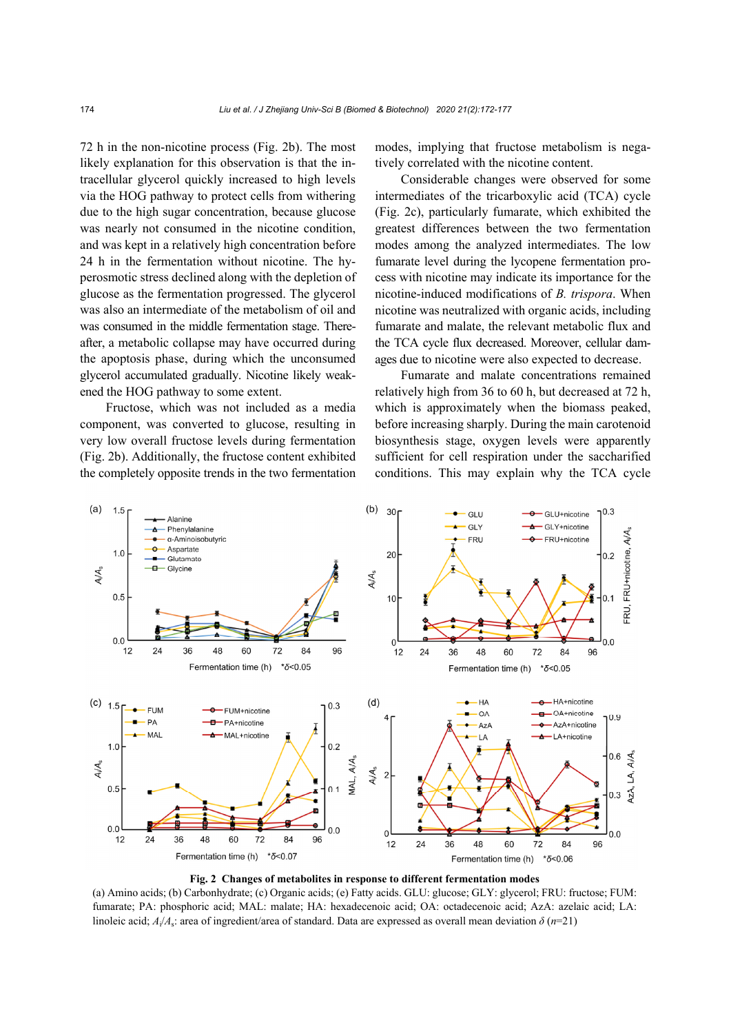72 h in the non-nicotine process (Fig. 2b). The most likely explanation for this observation is that the intracellular glycerol quickly increased to high levels via the HOG pathway to protect cells from withering due to the high sugar concentration, because glucose was nearly not consumed in the nicotine condition, and was kept in a relatively high concentration before 24 h in the fermentation without nicotine. The hyperosmotic stress declined along with the depletion of glucose as the fermentation progressed. The glycerol was also an intermediate of the metabolism of oil and was consumed in the middle fermentation stage. Thereafter, a metabolic collapse may have occurred during the apoptosis phase, during which the unconsumed glycerol accumulated gradually. Nicotine likely weakened the HOG pathway to some extent.

Fructose, which was not included as a media component, was converted to glucose, resulting in very low overall fructose levels during fermentation (Fig. 2b). Additionally, the fructose content exhibited the completely opposite trends in the two fermentation modes, implying that fructose metabolism is negatively correlated with the nicotine content.

Considerable changes were observed for some intermediates of the tricarboxylic acid (TCA) cycle (Fig. 2c), particularly fumarate, which exhibited the greatest differences between the two fermentation modes among the analyzed intermediates. The low fumarate level during the lycopene fermentation process with nicotine may indicate its importance for the nicotine-induced modifications of *B. trispora*. When nicotine was neutralized with organic acids, including fumarate and malate, the relevant metabolic flux and the TCA cycle flux decreased. Moreover, cellular damages due to nicotine were also expected to decrease.

Fumarate and malate concentrations remained relatively high from 36 to 60 h, but decreased at 72 h, which is approximately when the biomass peaked, before increasing sharply. During the main carotenoid biosynthesis stage, oxygen levels were apparently sufficient for cell respiration under the saccharified conditions. This may explain why the TCA cycle

**Fig. 2 Changes of metabolites in response to different fermentation modes**

(a) Amino acids; (b) Carbonhydrate; (c) Organic acids; (e) Fatty acids. GLU: glucose; GLY: glycerol; FRU: fructose; FUM: fumarate; PA: phosphoric acid; MAL: malate; HA: hexadecenoic acid; OA: octadecenoic acid; AzA: azelaic acid; LA: linoleic acid; $A_i/A_s$: area of ingredient/area of standard. Data are expressed as overall mean deviation $\delta$ ($n$=21)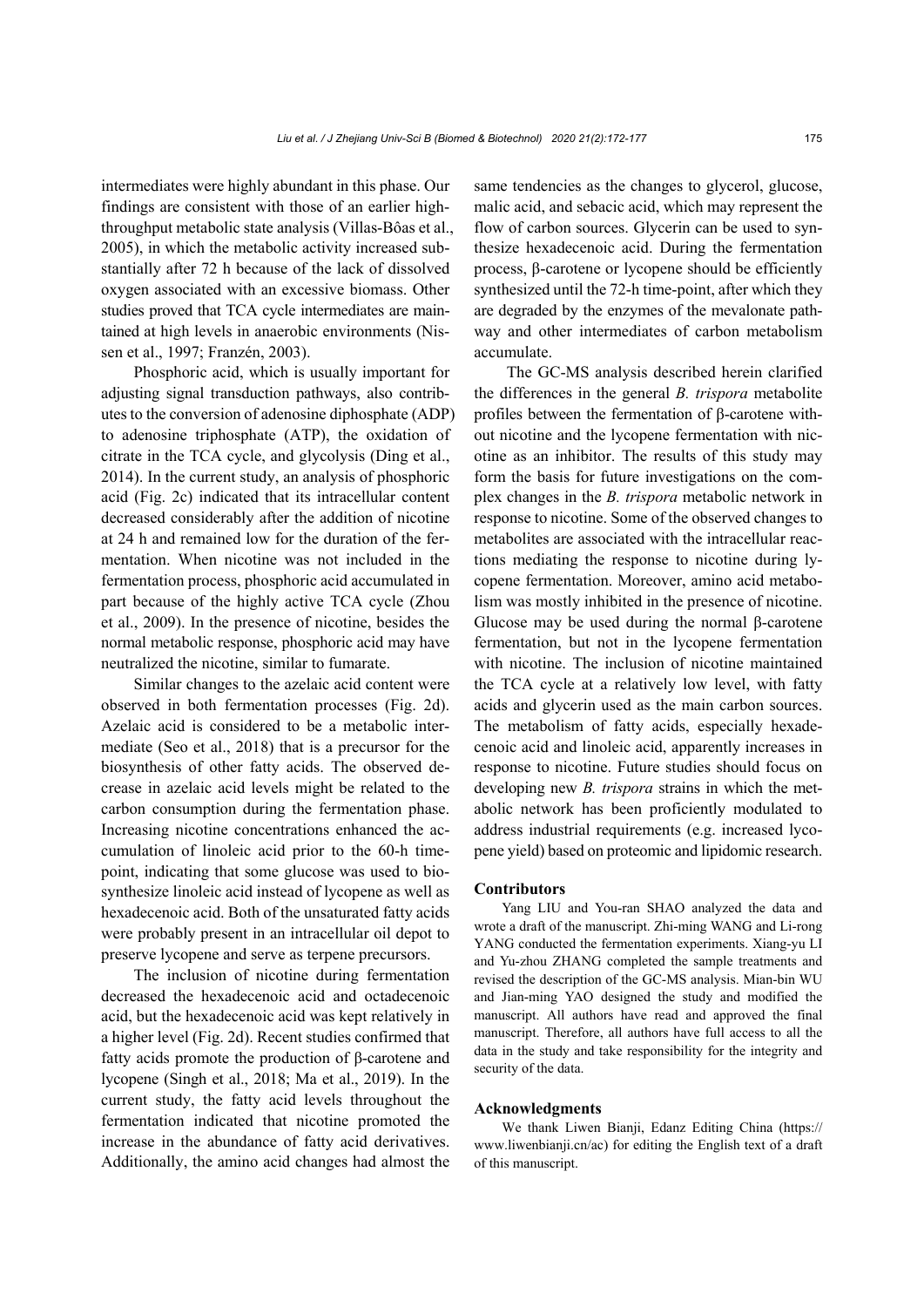intermediates were highly abundant in this phase. Our findings are consistent with those of an earlier high-throughput metabolic state analysis (Villas-Bôas et al., 2005), in which the metabolic activity increased substantially after 72 h because of the lack of dissolved oxygen associated with an excessive biomass. Other studies proved that TCA cycle intermediates are maintained at high levels in anaerobic environments (Nissen et al., 1997; Franzén, 2003).

Phosphoric acid, which is usually important for adjusting signal transduction pathways, also contributes to the conversion of adenosine diphosphate (ADP) to adenosine triphosphate (ATP), the oxidation of citrate in the TCA cycle, and glycolysis (Ding et al., 2014). In the current study, an analysis of phosphoric acid (Fig. 2c) indicated that its intracellular content decreased considerably after the addition of nicotine at 24 h and remained low for the duration of the fermentation. When nicotine was not included in the fermentation process, phosphoric acid accumulated in part because of the highly active TCA cycle (Zhou et al., 2009). In the presence of nicotine, besides the normal metabolic response, phosphoric acid may have neutralized the nicotine, similar to fumarate.

Similar changes to the azelaic acid content were observed in both fermentation processes (Fig. 2d). Azelaic acid is considered to be a metabolic intermediate (Seo et al., 2018) that is a precursor for the biosynthesis of other fatty acids. The observed decrease in azelaic acid levels might be related to the carbon consumption during the fermentation phase. Increasing nicotine concentrations enhanced the accumulation of linoleic acid prior to the 60-h time-point, indicating that some glucose was used to biosynthesize linoleic acid instead of lycopene as well as hexadecenoic acid. Both of the unsaturated fatty acids were probably present in an intracellular oil depot to preserve lycopene and serve as terpene precursors.

The inclusion of nicotine during fermentation decreased the hexadecenoic acid and octadecenoic acid, but the hexadecenoic acid was kept relatively in a higher level (Fig. 2d). Recent studies confirmed that fatty acids promote the production of β-carotene and lycopene (Singh et al., 2018; Ma et al., 2019). In the current study, the fatty acid levels throughout the fermentation indicated that nicotine promoted the increase in the abundance of fatty acid derivatives. Additionally, the amino acid changes had almost the same tendencies as the changes to glycerol, glucose, malic acid, and sebacic acid, which may represent the flow of carbon sources. Glycerin can be used to synthesize hexadecenoic acid. During the fermentation process, β-carotene or lycopene should be efficiently synthesized until the 72-h time-point, after which they are degraded by the enzymes of the mevalonate pathway and other intermediates of carbon metabolism accumulate.

The GC-MS analysis described herein clarified the differences in the general *B. trispora* metabolite profiles between the fermentation of β-carotene without nicotine and the lycopene fermentation with nicotine as an inhibitor. The results of this study may form the basis for future investigations on the complex changes in the *B. trispora* metabolic network in response to nicotine. Some of the observed changes to metabolites are associated with the intracellular reactions mediating the response to nicotine during lycopene fermentation. Moreover, amino acid metabolism was mostly inhibited in the presence of nicotine. Glucose may be used during the normal β-carotene fermentation, but not in the lycopene fermentation with nicotine. The inclusion of nicotine maintained the TCA cycle at a relatively low level, with fatty acids and glycerin used as the main carbon sources. The metabolism of fatty acids, especially hexadecenoic acid and linoleic acid, apparently increases in response to nicotine. Future studies should focus on developing new *B. trispora* strains in which the metabolic network has been proficiently modulated to address industrial requirements (e.g. increased lycopene yield) based on proteomic and lipidomic research.

## Contributors

Yang LIU and You-ran SHAO analyzed the data and wrote a draft of the manuscript. Zhi-ming WANG and Li-rong YANG conducted the fermentation experiments. Xiang-yu LI and Yu-zhou ZHANG completed the sample treatments and revised the description of the GC-MS analysis. Mian-bin WU and Jian-ming YAO designed the study and modified the manuscript. All authors have read and approved the final manuscript. Therefore, all authors have full access to all the data in the study and take responsibility for the integrity and security of the data.

## Acknowledgments

We thank Liwen Bianji, Edanz Editing China (https://www.liwenbianji.cn/ac) for editing the English text of a draft of this manuscript.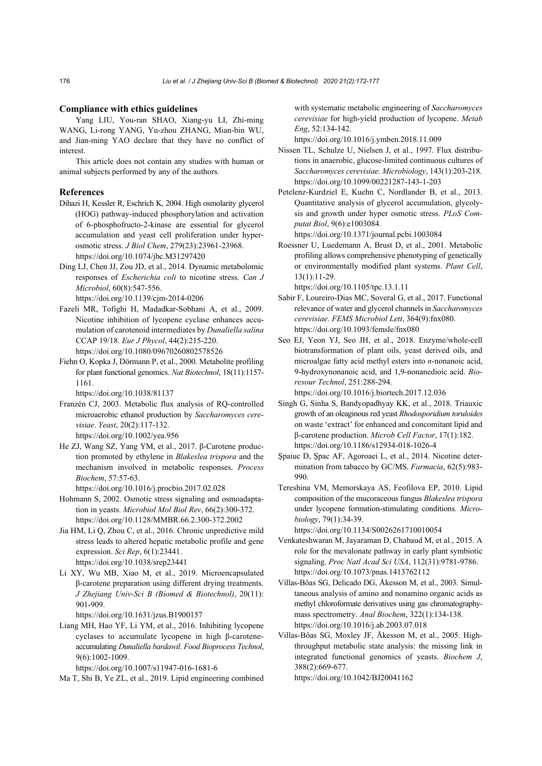## Compliance with ethics guidelines

Yang LIU, You-ran SHAO, Xiang-yu LI, Zhi-ming WANG, Li-rong YANG, Yu-zhou ZHANG, Mian-bin WU, and Jian-ming YAO declare that they have no conflict of interest.

This article does not contain any studies with human or animal subjects performed by any of the authors.

## References

Dihazi H, Kessler R, Eschrich K, 2004. High osmolarity glycerol (HOG) pathway-induced phosphorylation and activation of 6-phosphofructo-2-kinase are essential for glycerol accumulation and yeast cell proliferation under hyperosmotic stress. *J Biol Chem*, 279(23):23961-23968. https://doi.org/10.1074/jbc.M312974200

Ding LJ, Chen JJ, Zou JD, et al., 2014. Dynamic metabolomic responses of *Escherichia coli* to nicotine stress. *Can J Microbiol*, 60(8):547-556. https://doi.org/10.1139/cjm-2014-0206

Fazeli MR, Tofighi H, Madadkar-Sobhani A, et al., 2009. Nicotine inhibition of lycopene cyclase enhances accumulation of carotenoid intermediates by *Dunaliella salina* CCAP 19/18. *Eur J Phycol*, 44(2):215-220. https://doi.org/10.1080/09670260802578526

Fiehn O, Kopka J, Dörmann P, et al., 2000. Metabolite profiling for plant functional genomics. *Nat Biotechnol*, 18(11):1157-1161. https://doi.org/10.1038/81137

Franzén CJ, 2003. Metabolic flux analysis of RQ-controlled microaerobic ethanol production by *Saccharomyces cerevisiae*. *Yeast*, 20(2):117-132. https://doi.org/10.1002/yea.956

He ZJ, Wang SZ, Yang YM, et al., 2017. β-Carotene production promoted by ethylene in *Blakeslea trispora* and the mechanism involved in metabolic responses. *Process Biochem*, 57:57-63. https://doi.org/10.1016/j.procbio.2017.02.028

Hohmann S, 2002. Osmotic stress signaling and osmoadaptation in yeasts. *Microbiol Mol Biol Rev*, 66(2):300-372. https://doi.org/10.1128/MMBR.66.2.300-372.2002

Jia HM, Li Q, Zhou C, et al., 2016. Chronic unpredictive mild stress leads to altered hepatic metabolic profile and gene expression. *Sci Rep*, 6(1):23441. https://doi.org/10.1038/srep23441

Li XY, Wu MB, Xiao M, et al., 2019. Microencapsulated β-carotene preparation using different drying treatments. *J Zhejiang Univ-Sci B (Biomed & Biotechnol)*, 20(11): 901-909. https://doi.org/10.1631/jzus.B1900157

Liang MH, Hao YF, Li YM, et al., 2016. Inhibiting lycopene cyclases to accumulate lycopene in high β-carotene-accumulating *Dunaliella bardawil*. *Food Bioprocess Technol*, 9(6):1002-1009. https://doi.org/10.1007/s11947-016-1681-6

Ma T, Shi B, Ye ZL, et al., 2019. Lipid engineering combined with systematic metabolic engineering of *Saccharomyces cerevisiae* for high-yield production of lycopene. *Metab Eng*, 52:134-142. https://doi.org/10.1016/j.ymben.2018.11.009

Nissen TL, Schulze U, Nielsen J, et al., 1997. Flux distributions in anaerobic, glucose-limited continuous cultures of *Saccharomyces cerevisiae*. *Microbiology*, 143(1):203-218. https://doi.org/10.1099/00221287-143-1-203

Petelenz-Kurdziel E, Kuehn C, Nordlander B, et al., 2013. Quantitative analysis of glycerol accumulation, glycolysis and growth under hyper osmotic stress. *PLoS Computat Biol*, 9(6):e1003084. https://doi.org/10.1371/journal.pcbi.1003084

Roessner U, Luedemann A, Brust D, et al., 2001. Metabolic profiling allows comprehensive phenotyping of genetically or environmentally modified plant systems. *Plant Cell*, 13(1):11-29. https://doi.org/10.1105/tpc.13.1.11

Sabir F, Loureiro-Dias MC, Soveral G, et al., 2017. Functional relevance of water and glycerol channels in *Saccharomyces cerevisiae*. *FEMS Microbiol Lett*, 364(9):fnx080. https://doi.org/10.1093/femsle/fnx080

Seo EJ, Yeon YJ, Seo JH, et al., 2018. Enzyme/whole-cell biotransformation of plant oils, yeast derived oils, and microalgae fatty acid methyl esters into *n*-nonanoic acid, 9-hydroxynonanoic acid, and 1,9-nonanedioic acid. *Bioresour Technol*, 251:288-294. https://doi.org/10.1016/j.biortech.2017.12.036

Singh G, Sinha S, Bandyopadhyay KK, et al., 2018. Triauxic growth of an oleaginous red yeast *Rhodosporidium toruloides* on waste 'extract' for enhanced and concomitant lipid and β-carotene production. *Microb Cell Factor*, 17(1):182. https://doi.org/10.1186/s12934-018-1026-4

Şpaiuc D, Şpac AF, Agoroaei L, et al., 2014. Nicotine determination from tabacco by GC/MS. *Farmacia*, 62(5):983-990.

Tereshina VM, Memorskaya AS, Feofilova EP, 2010. Lipid composition of the mucoraceous fungus *Blakeslea trispora* under lycopene formation-stimulating conditions. *Microbiology*, 79(1):34-39. https://doi.org/10.1134/S0026261710010054

Venkateshwaran M, Jayaraman D, Chabaud M, et al., 2015. A role for the mevalonate pathway in early plant symbiotic signaling. *Proc Natl Acad Sci USA*, 112(31):9781-9786. https://doi.org/10.1073/pnas.1413762112

Villas-Bôas SG, Delicado DG, Åkesson M, et al., 2003. Simultaneous analysis of amino and nonamino organic acids as methyl chloroformate derivatives using gas chromatography-mass spectrometry. *Anal Biochem*, 322(1):134-138. https://doi.org/10.1016/j.ab.2003.07.018

Villas-Bôas SG, Moxley JF, Åkesson M, et al., 2005. High-throughput metabolic state analysis: the missing link in integrated functional genomics of yeasts. *Biochem J*, 388(2):669-677. https://doi.org/10.1042/BJ20041162